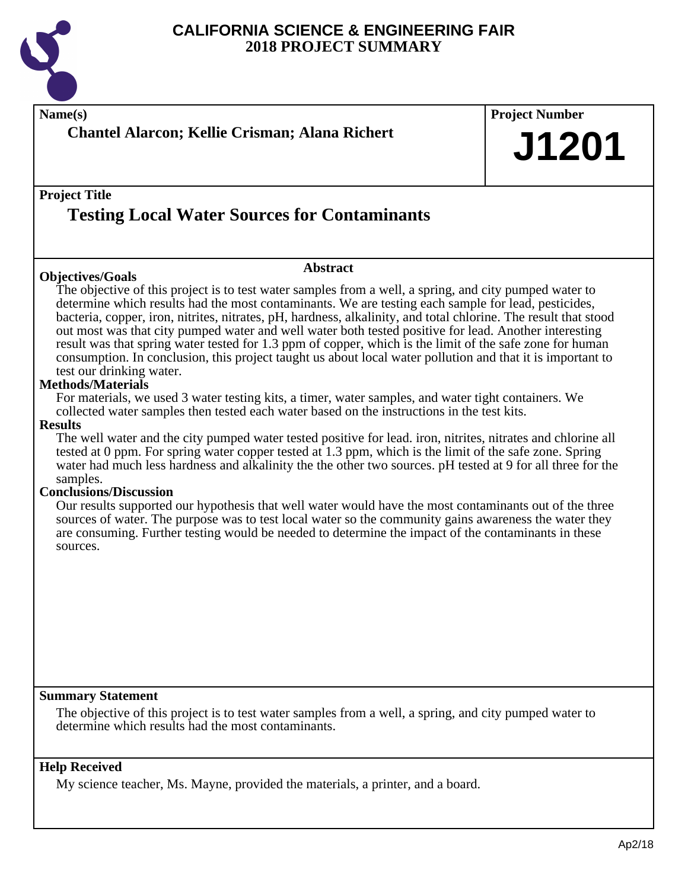# CALIFORNIA SCIENCE & ENGINEERING FAIR
## 2018 PROJECT SUMMARY

**Name(s)**

**Chantel Alarcon; Kellie Crisman; Alana Richert**

**Project Number**

# J1201

**Project Title**

## Testing Local Water Sources for Contaminants

### Abstract

**Objectives/Goals**

The objective of this project is to test water samples from a well, a spring, and city pumped water to determine which results had the most contaminants. We are testing each sample for lead, pesticides, bacteria, copper, iron, nitrites, nitrates, pH, hardness, alkalinity, and total chlorine. The result that stood out most was that city pumped water and well water both tested positive for lead. Another interesting result was that spring water tested for 1.3 ppm of copper, which is the limit of the safe zone for human consumption. In conclusion, this project taught us about local water pollution and that it is important to test our drinking water.

**Methods/Materials**

For materials, we used 3 water testing kits, a timer, water samples, and water tight containers. We collected water samples then tested each water based on the instructions in the test kits.

**Results**

The well water and the city pumped water tested positive for lead. iron, nitrites, nitrates and chlorine all tested at 0 ppm. For spring water copper tested at 1.3 ppm, which is the limit of the safe zone. Spring water had much less hardness and alkalinity the the other two sources. pH tested at 9 for all three for the samples.

**Conclusions/Discussion**

Our results supported our hypothesis that well water would have the most contaminants out of the three sources of water. The purpose was to test local water so the community gains awareness the water they are consuming. Further testing would be needed to determine the impact of the contaminants in these sources.

**Summary Statement**

The objective of this project is to test water samples from a well, a spring, and city pumped water to determine which results had the most contaminants.

**Help Received**

My science teacher, Ms. Mayne, provided the materials, a printer, and a board.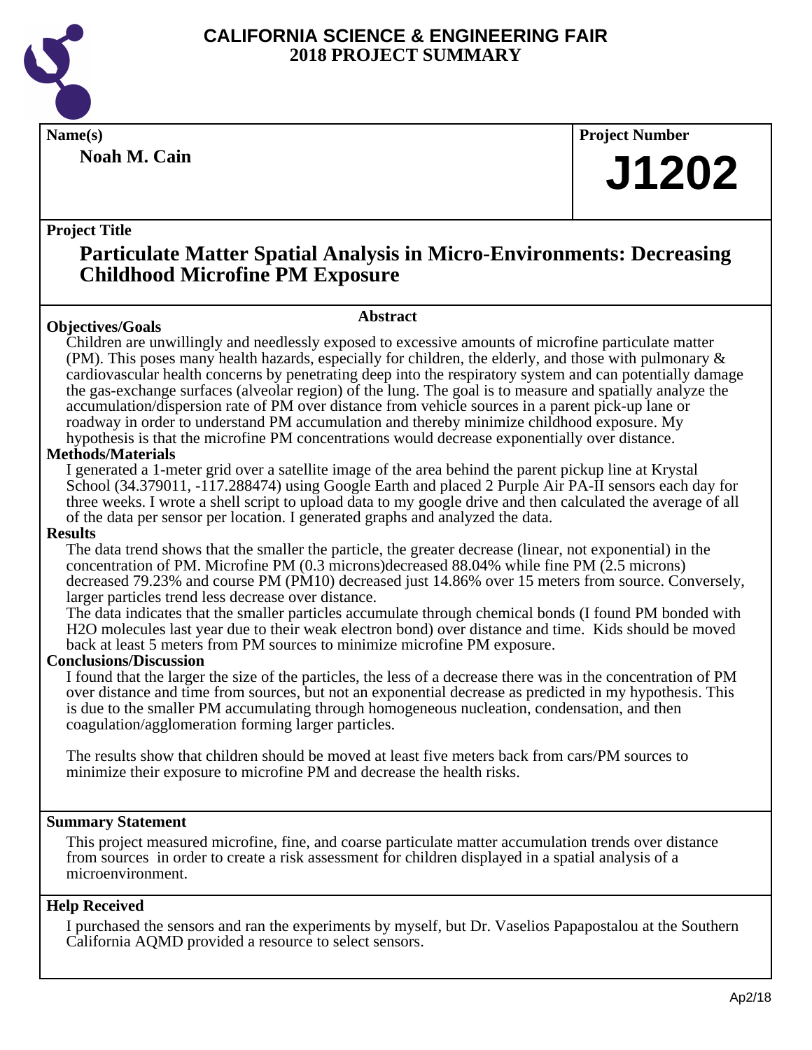# CALIFORNIA SCIENCE & ENGINEERING FAIR
# 2018 PROJECT SUMMARY

**Name(s)**

**Noah M. Cain**

**Project Number**

**J1202**

**Project Title**

## Particulate Matter Spatial Analysis in Micro-Environments: Decreasing Childhood Microfine PM Exposure

### Abstract

**Objectives/Goals**

Children are unwillingly and needlessly exposed to excessive amounts of microfine particulate matter (PM). This poses many health hazards, especially for children, the elderly, and those with pulmonary & cardiovascular health concerns by penetrating deep into the respiratory system and can potentially damage the gas-exchange surfaces (alveolar region) of the lung. The goal is to measure and spatially analyze the accumulation/dispersion rate of PM over distance from vehicle sources in a parent pick-up lane or roadway in order to understand PM accumulation and thereby minimize childhood exposure. My hypothesis is that the microfine PM concentrations would decrease exponentially over distance.

**Methods/Materials**

I generated a 1-meter grid over a satellite image of the area behind the parent pickup line at Krystal School (34.379011, -117.288474) using Google Earth and placed 2 Purple Air PA-II sensors each day for three weeks. I wrote a shell script to upload data to my google drive and then calculated the average of all of the data per sensor per location. I generated graphs and analyzed the data.

**Results**

The data trend shows that the smaller the particle, the greater decrease (linear, not exponential) in the concentration of PM. Microfine PM (0.3 microns)decreased 88.04% while fine PM (2.5 microns) decreased 79.23% and course PM (PM10) decreased just 14.86% over 15 meters from source. Conversely, larger particles trend less decrease over distance.

The data indicates that the smaller particles accumulate through chemical bonds (I found PM bonded with $H_2O$ molecules last year due to their weak electron bond) over distance and time. Kids should be moved back at least 5 meters from PM sources to minimize microfine PM exposure.

**Conclusions/Discussion**

I found that the larger the size of the particles, the less of a decrease there was in the concentration of PM over distance and time from sources, but not an exponential decrease as predicted in my hypothesis. This is due to the smaller PM accumulating through homogeneous nucleation, condensation, and then coagulation/agglomeration forming larger particles.

The results show that children should be moved at least five meters back from cars/PM sources to minimize their exposure to microfine PM and decrease the health risks.

**Summary Statement**

This project measured microfine, fine, and coarse particulate matter accumulation trends over distance from sources in order to create a risk assessment for children displayed in a spatial analysis of a microenvironment.

**Help Received**

I purchased the sensors and ran the experiments by myself, but Dr. Vaselios Papapostalou at the Southern California AQMD provided a resource to select sensors.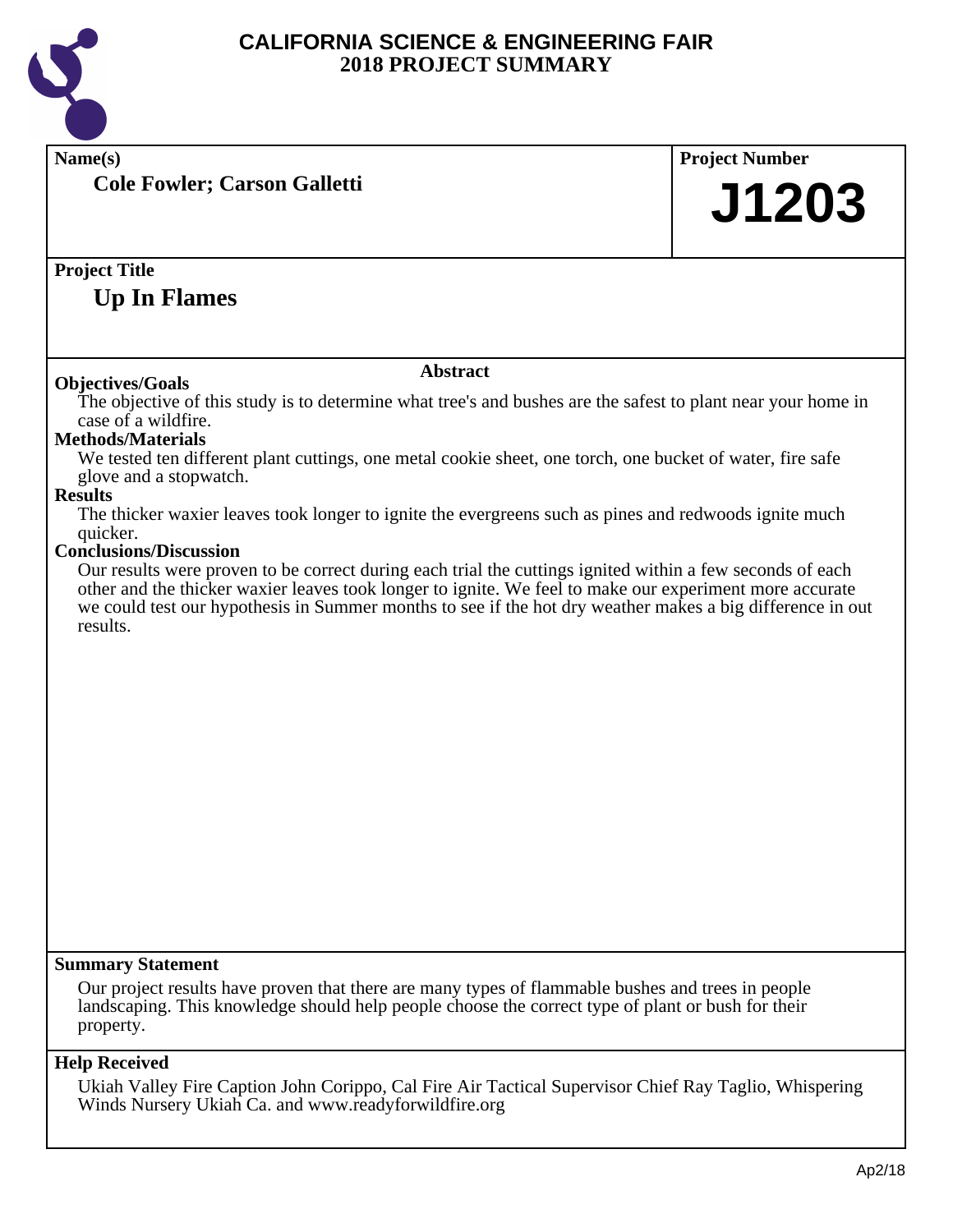# CALIFORNIA SCIENCE & ENGINEERING FAIR
## 2018 PROJECT SUMMARY

**Name(s)**

**Cole Fowler; Carson Galletti**

**Project Number**

**J1203**

**Project Title**

## Up In Flames

### Abstract

**Objectives/Goals**

The objective of this study is to determine what tree's and bushes are the safest to plant near your home in case of a wildfire.

**Methods/Materials**

We tested ten different plant cuttings, one metal cookie sheet, one torch, one bucket of water, fire safe glove and a stopwatch.

**Results**

The thicker waxier leaves took longer to ignite the evergreens such as pines and redwoods ignite much quicker.

**Conclusions/Discussion**

Our results were proven to be correct during each trial the cuttings ignited within a few seconds of each other and the thicker waxier leaves took longer to ignite. We feel to make our experiment more accurate we could test our hypothesis in Summer months to see if the hot dry weather makes a big difference in out results.

**Summary Statement**

Our project results have proven that there are many types of flammable bushes and trees in people landscaping. This knowledge should help people choose the correct type of plant or bush for their property.

**Help Received**

Ukiah Valley Fire Caption John Corippo, Cal Fire Air Tactical Supervisor Chief Ray Taglio, Whispering Winds Nursery Ukiah Ca. and www.readyforwildfire.org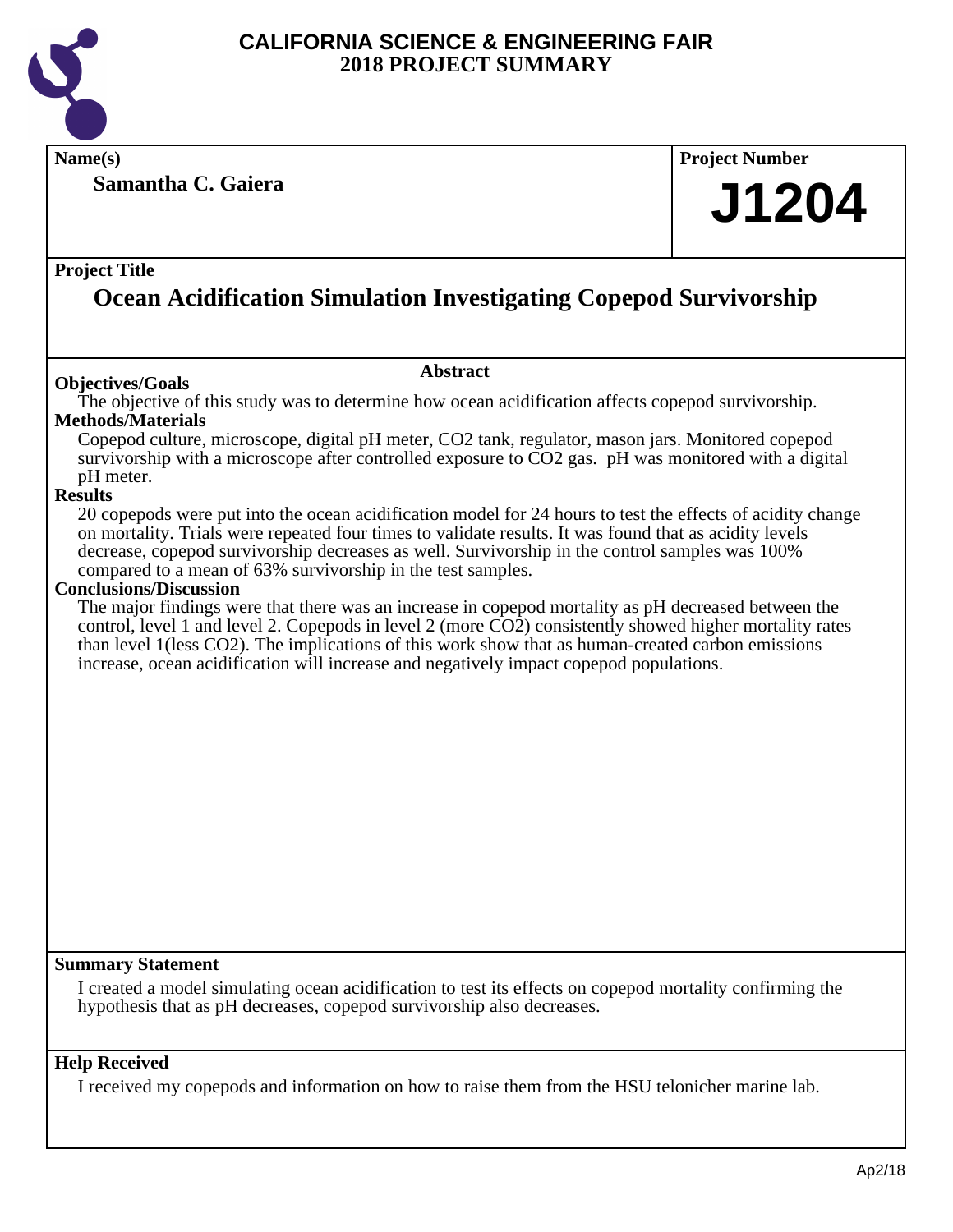# CALIFORNIA SCIENCE & ENGINEERING FAIR
## 2018 PROJECT SUMMARY

**Name(s)**

**Samantha C. Gaiera**

**Project Number**

**J1204**

**Project Title**

## Ocean Acidification Simulation Investigating Copepod Survivorship

### Abstract

**Objectives/Goals**

The objective of this study was to determine how ocean acidification affects copepod survivorship.

**Methods/Materials**

Copepod culture, microscope, digital pH meter, $CO_2$ tank, regulator, mason jars. Monitored copepod survivorship with a microscope after controlled exposure to $CO_2$ gas. pH was monitored with a digital pH meter.

**Results**

20 copepods were put into the ocean acidification model for 24 hours to test the effects of acidity change on mortality. Trials were repeated four times to validate results. It was found that as acidity levels decrease, copepod survivorship decreases as well. Survivorship in the control samples was 100% compared to a mean of 63% survivorship in the test samples.

**Conclusions/Discussion**

The major findings were that there was an increase in copepod mortality as pH decreased between the control, level 1 and level 2. Copepods in level 2 (more $CO_2$) consistently showed higher mortality rates than level 1(less $CO_2$). The implications of this work show that as human-created carbon emissions increase, ocean acidification will increase and negatively impact copepod populations.

**Summary Statement**

I created a model simulating ocean acidification to test its effects on copepod mortality confirming the hypothesis that as pH decreases, copepod survivorship also decreases.

**Help Received**

I received my copepods and information on how to raise them from the HSU telonicher marine lab.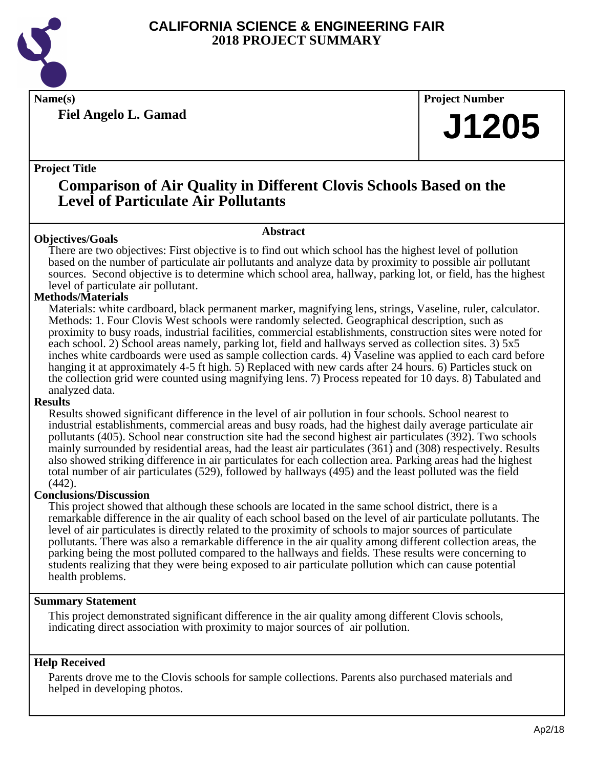# CALIFORNIA SCIENCE & ENGINEERING FAIR
## 2018 PROJECT SUMMARY

**Name(s)**

**Fiel Angelo L. Gamad**

**Project Number**

**J1205**

**Project Title**

## Comparison of Air Quality in Different Clovis Schools Based on the Level of Particulate Air Pollutants

### Abstract

**Objectives/Goals**

There are two objectives: First objective is to find out which school has the highest level of pollution based on the number of particulate air pollutants and analyze data by proximity to possible air pollutant sources. Second objective is to determine which school area, hallway, parking lot, or field, has the highest level of particulate air pollutant.

**Methods/Materials**

Materials: white cardboard, black permanent marker, magnifying lens, strings, Vaseline, ruler, calculator. Methods: 1. Four Clovis West schools were randomly selected. Geographical description, such as proximity to busy roads, industrial facilities, commercial establishments, construction sites were noted for each school. 2) School areas namely, parking lot, field and hallways served as collection sites. 3) 5x5 inches white cardboards were used as sample collection cards. 4) Vaseline was applied to each card before hanging it at approximately 4-5 ft high. 5) Replaced with new cards after 24 hours. 6) Particles stuck on the collection grid were counted using magnifying lens. 7) Process repeated for 10 days. 8) Tabulated and analyzed data.

**Results**

Results showed significant difference in the level of air pollution in four schools. School nearest to industrial establishments, commercial areas and busy roads, had the highest daily average particulate air pollutants (405). School near construction site had the second highest air particulates (392). Two schools mainly surrounded by residential areas, had the least air particulates (361) and (308) respectively. Results also showed striking difference in air particulates for each collection area. Parking areas had the highest total number of air particulates (529), followed by hallways (495) and the least polluted was the field (442).

**Conclusions/Discussion**

This project showed that although these schools are located in the same school district, there is a remarkable difference in the air quality of each school based on the level of air particulate pollutants. The level of air particulates is directly related to the proximity of schools to major sources of particulate pollutants. There was also a remarkable difference in the air quality among different collection areas, the parking being the most polluted compared to the hallways and fields. These results were concerning to students realizing that they were being exposed to air particulate pollution which can cause potential health problems.

**Summary Statement**

This project demonstrated significant difference in the air quality among different Clovis schools, indicating direct association with proximity to major sources of air pollution.

**Help Received**

Parents drove me to the Clovis schools for sample collections. Parents also purchased materials and helped in developing photos.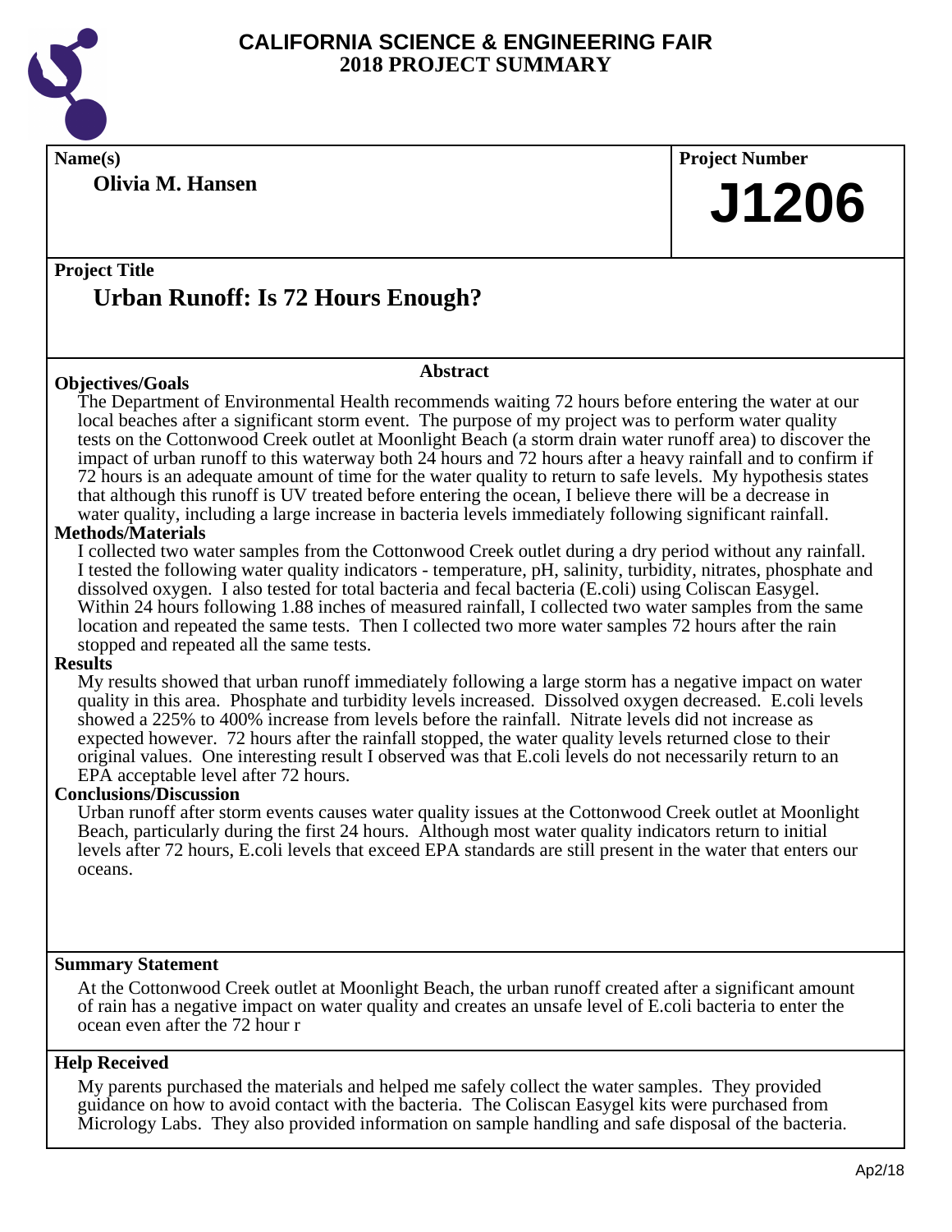# CALIFORNIA SCIENCE & ENGINEERING FAIR
## 2018 PROJECT SUMMARY

**Name(s)**

**Olivia M. Hansen**

**Project Number**

**J1206**

**Project Title**

## Urban Runoff: Is 72 Hours Enough?

### Abstract

**Objectives/Goals**

The Department of Environmental Health recommends waiting 72 hours before entering the water at our local beaches after a significant storm event. The purpose of my project was to perform water quality tests on the Cottonwood Creek outlet at Moonlight Beach (a storm drain water runoff area) to discover the impact of urban runoff to this waterway both 24 hours and 72 hours after a heavy rainfall and to confirm if 72 hours is an adequate amount of time for the water quality to return to safe levels. My hypothesis states that although this runoff is UV treated before entering the ocean, I believe there will be a decrease in water quality, including a large increase in bacteria levels immediately following significant rainfall.

**Methods/Materials**

I collected two water samples from the Cottonwood Creek outlet during a dry period without any rainfall. I tested the following water quality indicators - temperature, pH, salinity, turbidity, nitrates, phosphate and dissolved oxygen. I also tested for total bacteria and fecal bacteria (E.coli) using Coliscan Easygel. Within 24 hours following 1.88 inches of measured rainfall, I collected two water samples from the same location and repeated the same tests. Then I collected two more water samples 72 hours after the rain stopped and repeated all the same tests.

**Results**

My results showed that urban runoff immediately following a large storm has a negative impact on water quality in this area. Phosphate and turbidity levels increased. Dissolved oxygen decreased. E.coli levels showed a 225% to 400% increase from levels before the rainfall. Nitrate levels did not increase as expected however. 72 hours after the rainfall stopped, the water quality levels returned close to their original values. One interesting result I observed was that E.coli levels do not necessarily return to an EPA acceptable level after 72 hours.

**Conclusions/Discussion**

Urban runoff after storm events causes water quality issues at the Cottonwood Creek outlet at Moonlight Beach, particularly during the first 24 hours. Although most water quality indicators return to initial levels after 72 hours, E.coli levels that exceed EPA standards are still present in the water that enters our oceans.

**Summary Statement**

At the Cottonwood Creek outlet at Moonlight Beach, the urban runoff created after a significant amount of rain has a negative impact on water quality and creates an unsafe level of E.coli bacteria to enter the ocean even after the 72 hour r

**Help Received**

My parents purchased the materials and helped me safely collect the water samples. They provided guidance on how to avoid contact with the bacteria. The Coliscan Easygel kits were purchased from Micrology Labs. They also provided information on sample handling and safe disposal of the bacteria.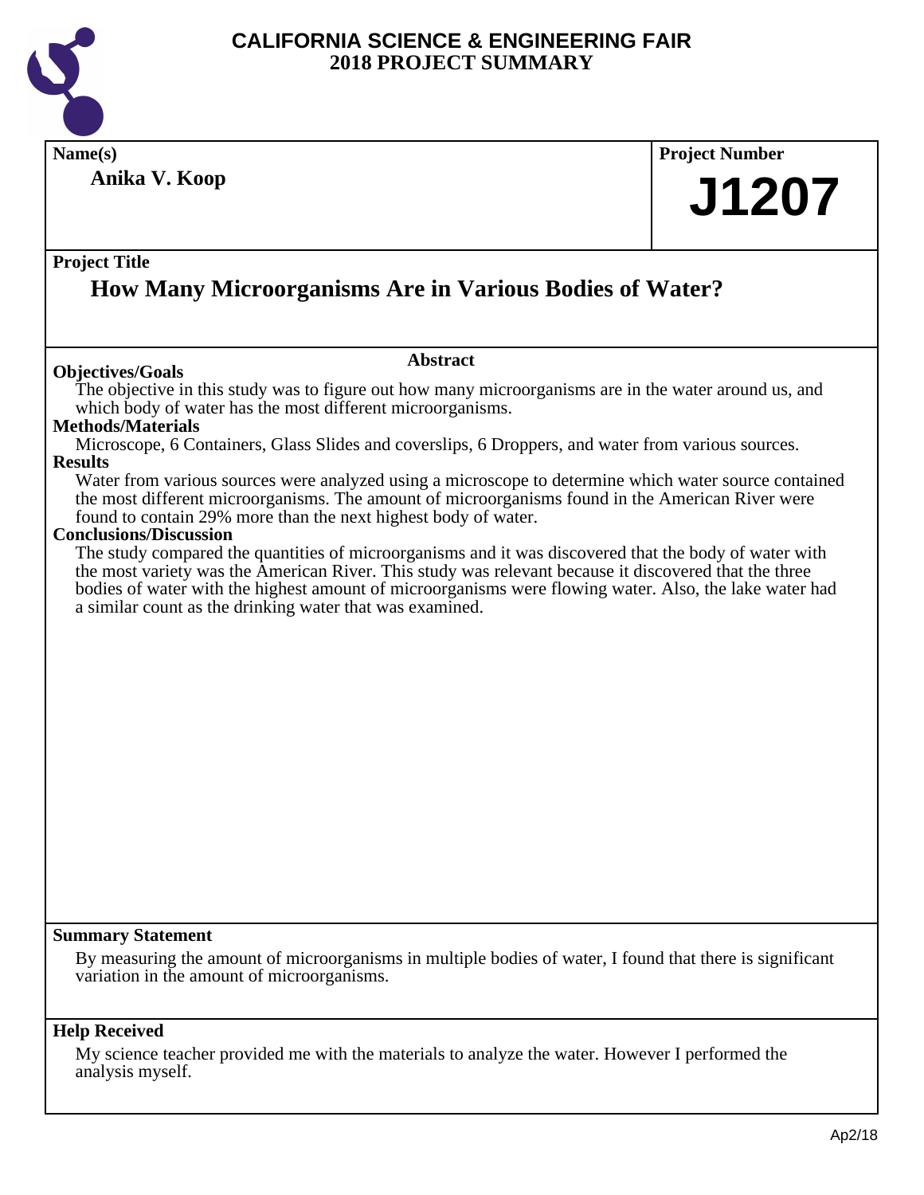# CALIFORNIA SCIENCE & ENGINEERING FAIR
## 2018 PROJECT SUMMARY

**Name(s)**

**Anika V. Koop**

**Project Number**

**J1207**

**Project Title**

## How Many Microorganisms Are in Various Bodies of Water?

### Abstract

**Objectives/Goals**

The objective in this study was to figure out how many microorganisms are in the water around us, and which body of water has the most different microorganisms.

**Methods/Materials**

Microscope, 6 Containers, Glass Slides and coverslips, 6 Droppers, and water from various sources.

**Results**

Water from various sources were analyzed using a microscope to determine which water source contained the most different microorganisms. The amount of microorganisms found in the American River were found to contain 29% more than the next highest body of water.

**Conclusions/Discussion**

The study compared the quantities of microorganisms and it was discovered that the body of water with the most variety was the American River. This study was relevant because it discovered that the three bodies of water with the highest amount of microorganisms were flowing water. Also, the lake water had a similar count as the drinking water that was examined.

**Summary Statement**

By measuring the amount of microorganisms in multiple bodies of water, I found that there is significant variation in the amount of microorganisms.

**Help Received**

My science teacher provided me with the materials to analyze the water. However I performed the analysis myself.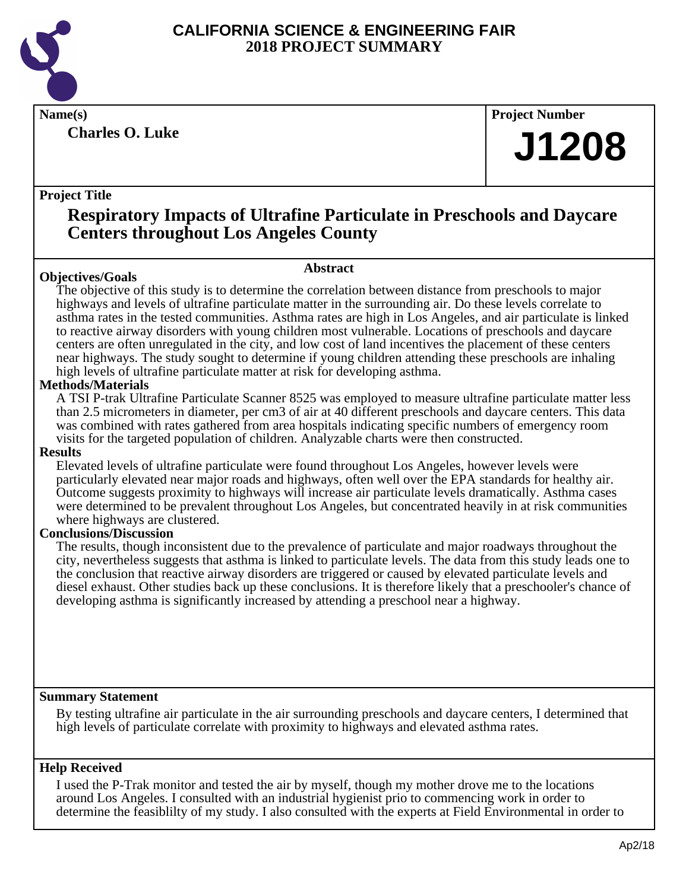# CALIFORNIA SCIENCE & ENGINEERING FAIR
## 2018 PROJECT SUMMARY

**Name(s)**

**Charles O. Luke**

**Project Number**

# J1208

**Project Title**

## Respiratory Impacts of Ultrafine Particulate in Preschools and Daycare Centers throughout Los Angeles County

### Abstract

**Objectives/Goals**

The objective of this study is to determine the correlation between distance from preschools to major highways and levels of ultrafine particulate matter in the surrounding air. Do these levels correlate to asthma rates in the tested communities. Asthma rates are high in Los Angeles, and air particulate is linked to reactive airway disorders with young children most vulnerable. Locations of preschools and daycare centers are often unregulated in the city, and low cost of land incentives the placement of these centers near highways. The study sought to determine if young children attending these preschools are inhaling high levels of ultrafine particulate matter at risk for developing asthma.

**Methods/Materials**

A TSI P-trak Ultrafine Particulate Scanner 8525 was employed to measure ultrafine particulate matter less than 2.5 micrometers in diameter, per cm3 of air at 40 different preschools and daycare centers. This data was combined with rates gathered from area hospitals indicating specific numbers of emergency room visits for the targeted population of children. Analyzable charts were then constructed.

**Results**

Elevated levels of ultrafine particulate were found throughout Los Angeles, however levels were particularly elevated near major roads and highways, often well over the EPA standards for healthy air. Outcome suggests proximity to highways will increase air particulate levels dramatically. Asthma cases were determined to be prevalent throughout Los Angeles, but concentrated heavily in at risk communities where highways are clustered.

**Conclusions/Discussion**

The results, though inconsistent due to the prevalence of particulate and major roadways throughout the city, nevertheless suggests that asthma is linked to particulate levels. The data from this study leads one to the conclusion that reactive airway disorders are triggered or caused by elevated particulate levels and diesel exhaust. Other studies back up these conclusions. It is therefore likely that a preschooler's chance of developing asthma is significantly increased by attending a preschool near a highway.

**Summary Statement**

By testing ultrafine air particulate in the air surrounding preschools and daycare centers, I determined that high levels of particulate correlate with proximity to highways and elevated asthma rates.

**Help Received**

I used the P-Trak monitor and tested the air by myself, though my mother drove me to the locations around Los Angeles. I consulted with an industrial hygienist prio to commencing work in order to determine the feasiblilty of my study. I also consulted with the experts at Field Environmental in order to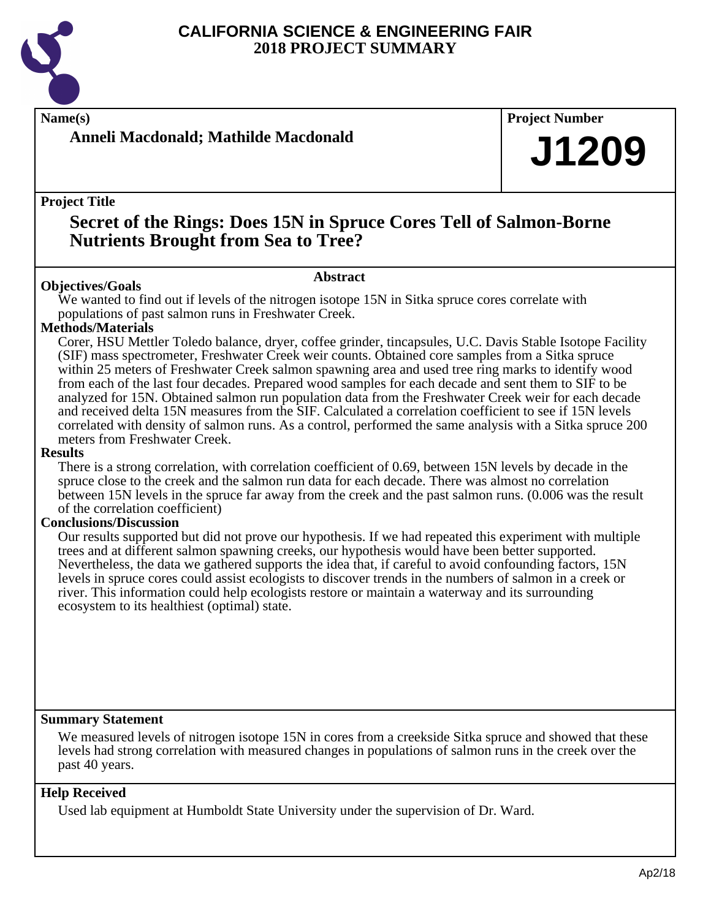# CALIFORNIA SCIENCE & ENGINEERING FAIR
## 2018 PROJECT SUMMARY

**Name(s)**

**Anneli Macdonald; Mathilde Macdonald**

**Project Number**

# J1209

**Project Title**

## Secret of the Rings: Does 15N in Spruce Cores Tell of Salmon-Borne Nutrients Brought from Sea to Tree?

### Abstract

**Objectives/Goals**

We wanted to find out if levels of the nitrogen isotope 15N in Sitka spruce cores correlate with populations of past salmon runs in Freshwater Creek.

**Methods/Materials**

Corer, HSU Mettler Toledo balance, dryer, coffee grinder, tincapsules, U.C. Davis Stable Isotope Facility (SIF) mass spectrometer, Freshwater Creek weir counts. Obtained core samples from a Sitka spruce within 25 meters of Freshwater Creek salmon spawning area and used tree ring marks to identify wood from each of the last four decades. Prepared wood samples for each decade and sent them to SIF to be analyzed for 15N. Obtained salmon run population data from the Freshwater Creek weir for each decade and received delta 15N measures from the SIF. Calculated a correlation coefficient to see if 15N levels correlated with density of salmon runs. As a control, performed the same analysis with a Sitka spruce 200 meters from Freshwater Creek.

**Results**

There is a strong correlation, with correlation coefficient of 0.69, between 15N levels by decade in the spruce close to the creek and the salmon run data for each decade. There was almost no correlation between 15N levels in the spruce far away from the creek and the past salmon runs. (0.006 was the result of the correlation coefficient)

**Conclusions/Discussion**

Our results supported but did not prove our hypothesis. If we had repeated this experiment with multiple trees and at different salmon spawning creeks, our hypothesis would have been better supported. Nevertheless, the data we gathered supports the idea that, if careful to avoid confounding factors, 15N levels in spruce cores could assist ecologists to discover trends in the numbers of salmon in a creek or river. This information could help ecologists restore or maintain a waterway and its surrounding ecosystem to its healthiest (optimal) state.

**Summary Statement**

We measured levels of nitrogen isotope 15N in cores from a creekside Sitka spruce and showed that these levels had strong correlation with measured changes in populations of salmon runs in the creek over the past 40 years.

**Help Received**

Used lab equipment at Humboldt State University under the supervision of Dr. Ward.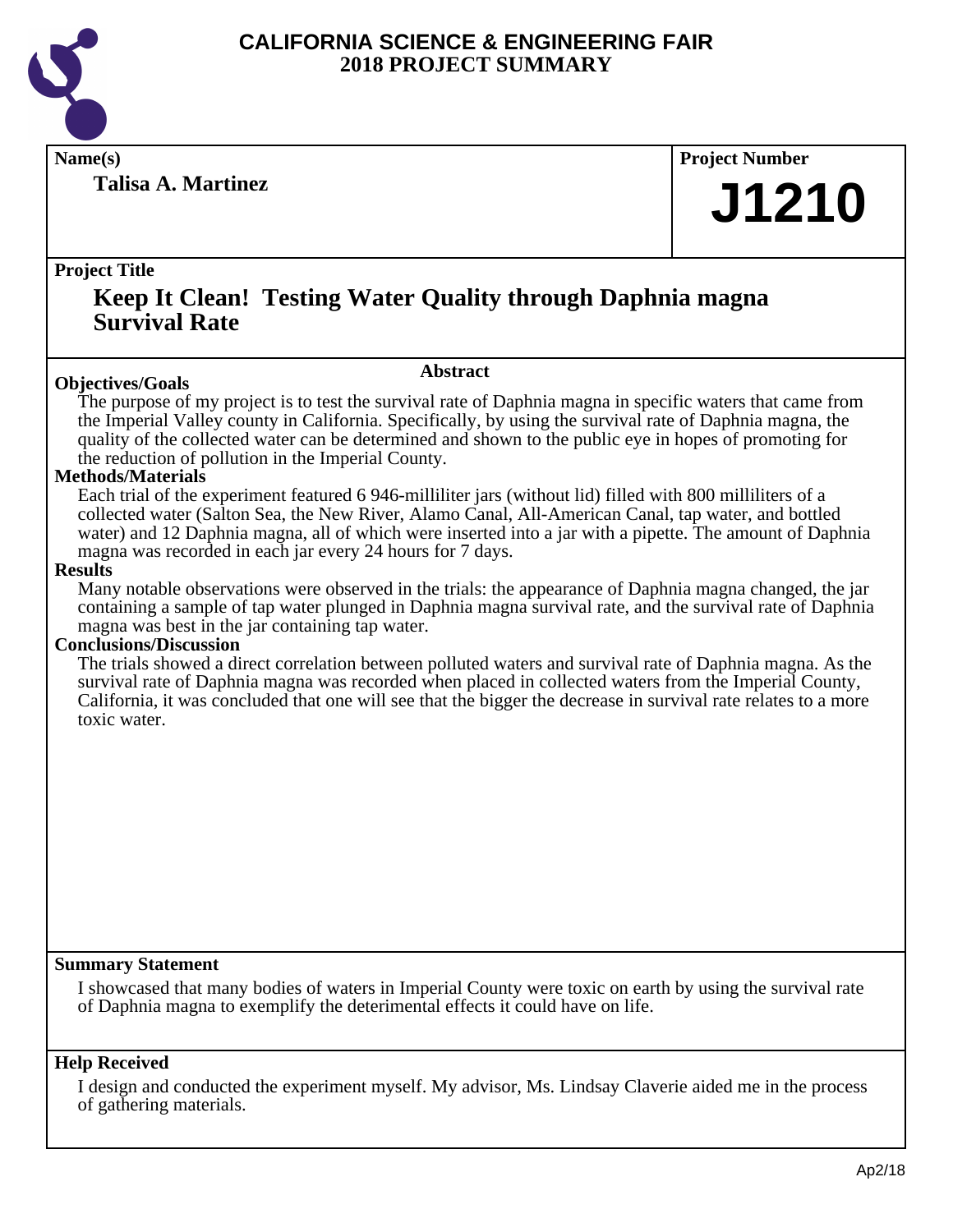# CALIFORNIA SCIENCE & ENGINEERING FAIR
## 2018 PROJECT SUMMARY

**Name(s)**

**Talisa A. Martinez**

**Project Number**

# J1210

**Project Title**

## Keep It Clean! Testing Water Quality through Daphnia magna Survival Rate

### Abstract

**Objectives/Goals**

The purpose of my project is to test the survival rate of Daphnia magna in specific waters that came from the Imperial Valley county in California. Specifically, by using the survival rate of Daphnia magna, the quality of the collected water can be determined and shown to the public eye in hopes of promoting for the reduction of pollution in the Imperial County.

**Methods/Materials**

Each trial of the experiment featured 6 946-milliliter jars (without lid) filled with 800 milliliters of a collected water (Salton Sea, the New River, Alamo Canal, All-American Canal, tap water, and bottled water) and 12 Daphnia magna, all of which were inserted into a jar with a pipette. The amount of Daphnia magna was recorded in each jar every 24 hours for 7 days.

**Results**

Many notable observations were observed in the trials: the appearance of Daphnia magna changed, the jar containing a sample of tap water plunged in Daphnia magna survival rate, and the survival rate of Daphnia magna was best in the jar containing tap water.

**Conclusions/Discussion**

The trials showed a direct correlation between polluted waters and survival rate of Daphnia magna. As the survival rate of Daphnia magna was recorded when placed in collected waters from the Imperial County, California, it was concluded that one will see that the bigger the decrease in survival rate relates to a more toxic water.

**Summary Statement**

I showcased that many bodies of waters in Imperial County were toxic on earth by using the survival rate of Daphnia magna to exemplify the deterimental effects it could have on life.

**Help Received**

I design and conducted the experiment myself. My advisor, Ms. Lindsay Claverie aided me in the process of gathering materials.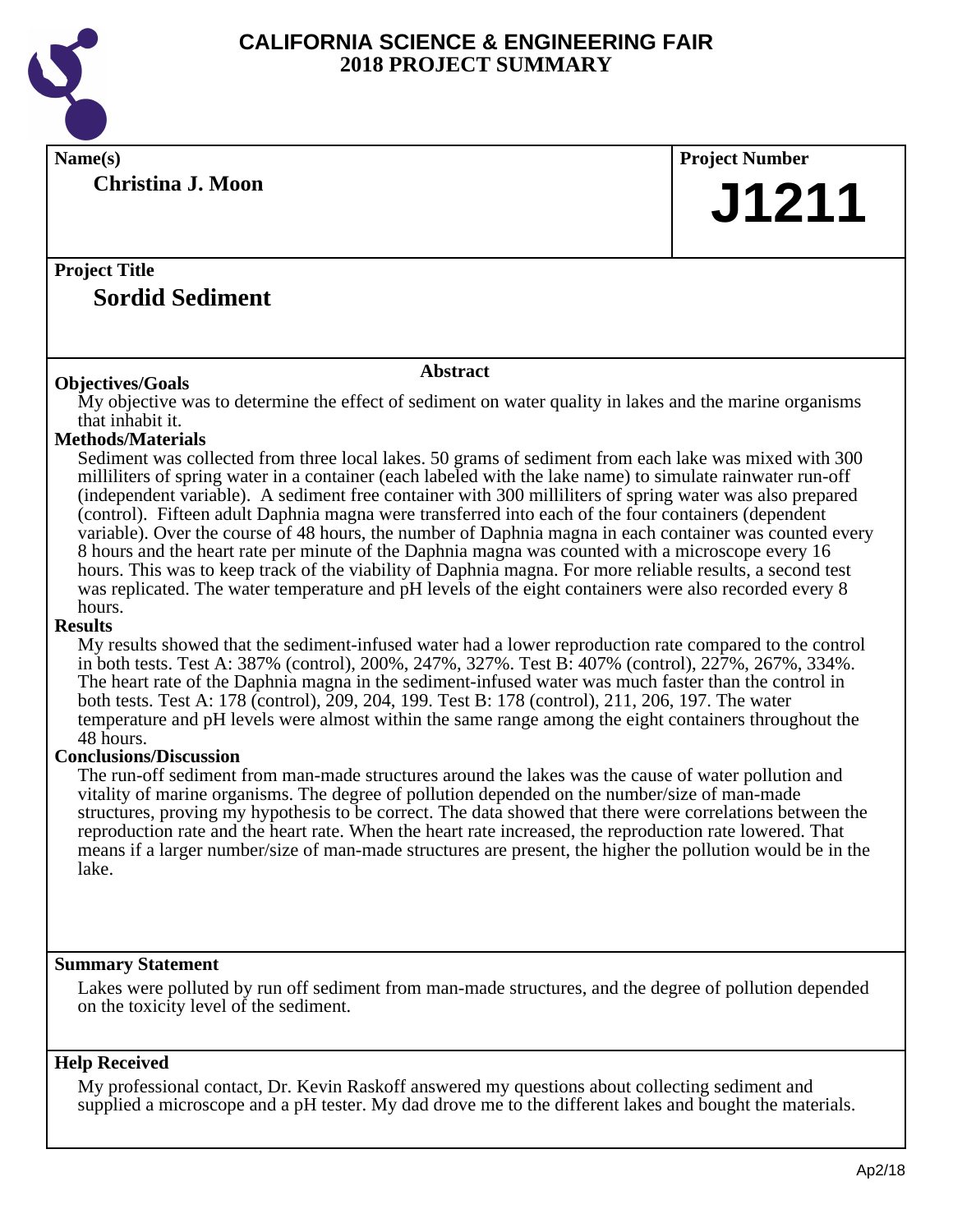# CALIFORNIA SCIENCE & ENGINEERING FAIR
## 2018 PROJECT SUMMARY

**Name(s)**

**Christina J. Moon**

**Project Number**

**J1211**

**Project Title**

## Sordid Sediment

### Abstract

**Objectives/Goals**

My objective was to determine the effect of sediment on water quality in lakes and the marine organisms that inhabit it.

**Methods/Materials**

Sediment was collected from three local lakes. 50 grams of sediment from each lake was mixed with 300 milliliters of spring water in a container (each labeled with the lake name) to simulate rainwater run-off (independent variable). A sediment free container with 300 milliliters of spring water was also prepared (control). Fifteen adult Daphnia magna were transferred into each of the four containers (dependent variable). Over the course of 48 hours, the number of Daphnia magna in each container was counted every 8 hours and the heart rate per minute of the Daphnia magna was counted with a microscope every 16 hours. This was to keep track of the viability of Daphnia magna. For more reliable results, a second test was replicated. The water temperature and pH levels of the eight containers were also recorded every 8 hours.

**Results**

My results showed that the sediment-infused water had a lower reproduction rate compared to the control in both tests. Test A: 387% (control), 200%, 247%, 327%. Test B: 407% (control), 227%, 267%, 334%. The heart rate of the Daphnia magna in the sediment-infused water was much faster than the control in both tests. Test A: 178 (control), 209, 204, 199. Test B: 178 (control), 211, 206, 197. The water temperature and pH levels were almost within the same range among the eight containers throughout the 48 hours.

**Conclusions/Discussion**

The run-off sediment from man-made structures around the lakes was the cause of water pollution and vitality of marine organisms. The degree of pollution depended on the number/size of man-made structures, proving my hypothesis to be correct. The data showed that there were correlations between the reproduction rate and the heart rate. When the heart rate increased, the reproduction rate lowered. That means if a larger number/size of man-made structures are present, the higher the pollution would be in the lake.

**Summary Statement**

Lakes were polluted by run off sediment from man-made structures, and the degree of pollution depended on the toxicity level of the sediment.

**Help Received**

My professional contact, Dr. Kevin Raskoff answered my questions about collecting sediment and supplied a microscope and a pH tester. My dad drove me to the different lakes and bought the materials.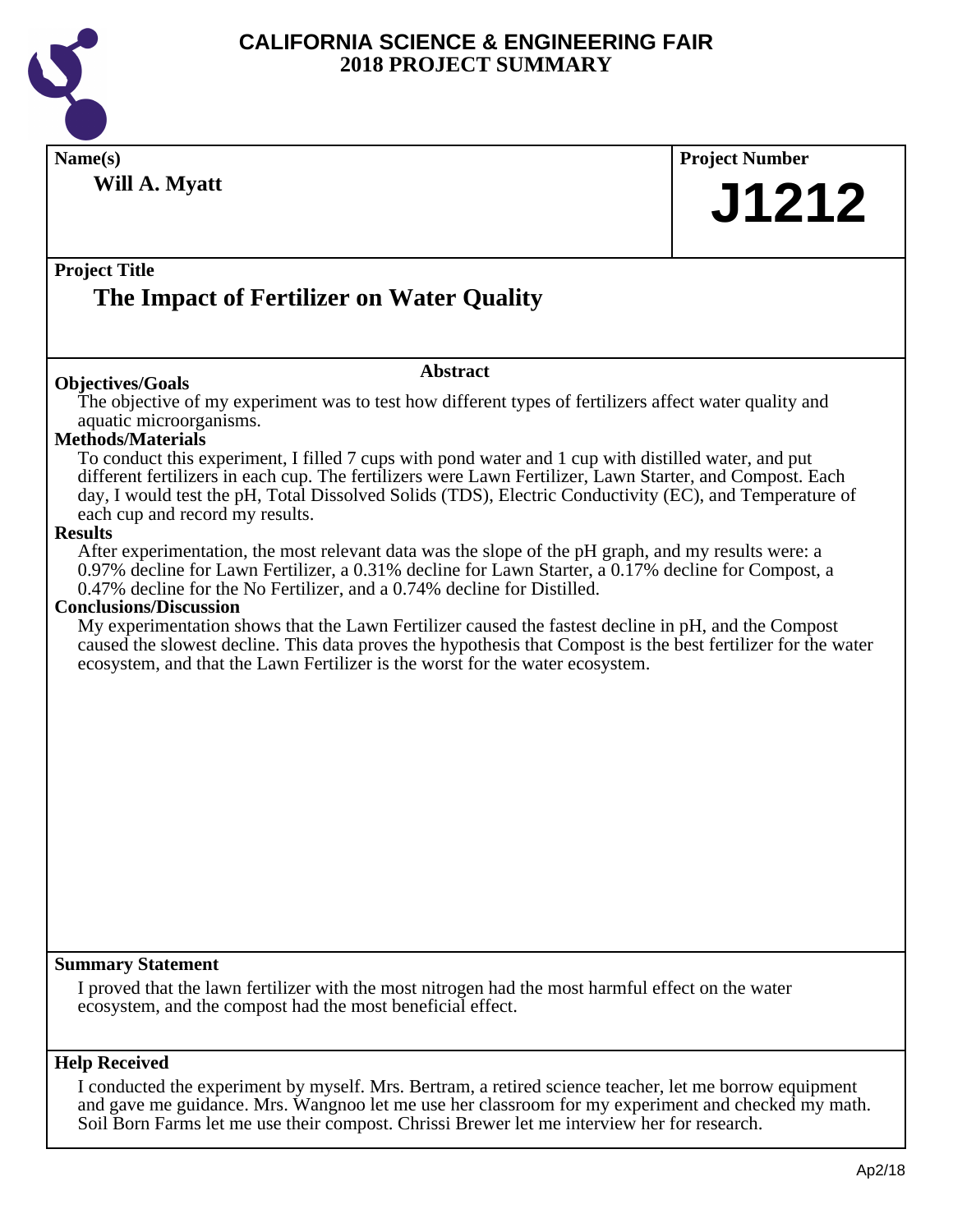# CALIFORNIA SCIENCE & ENGINEERING FAIR
## 2018 PROJECT SUMMARY

**Name(s)**

**Will A. Myatt**

**Project Number**

# J1212

**Project Title**

## The Impact of Fertilizer on Water Quality

### Abstract

**Objectives/Goals**

The objective of my experiment was to test how different types of fertilizers affect water quality and aquatic microorganisms.

**Methods/Materials**

To conduct this experiment, I filled 7 cups with pond water and 1 cup with distilled water, and put different fertilizers in each cup. The fertilizers were Lawn Fertilizer, Lawn Starter, and Compost. Each day, I would test the pH, Total Dissolved Solids (TDS), Electric Conductivity (EC), and Temperature of each cup and record my results.

**Results**

After experimentation, the most relevant data was the slope of the pH graph, and my results were: a 0.97% decline for Lawn Fertilizer, a 0.31% decline for Lawn Starter, a 0.17% decline for Compost, a 0.47% decline for the No Fertilizer, and a 0.74% decline for Distilled.

**Conclusions/Discussion**

My experimentation shows that the Lawn Fertilizer caused the fastest decline in pH, and the Compost caused the slowest decline. This data proves the hypothesis that Compost is the best fertilizer for the water ecosystem, and that the Lawn Fertilizer is the worst for the water ecosystem.

**Summary Statement**

I proved that the lawn fertilizer with the most nitrogen had the most harmful effect on the water ecosystem, and the compost had the most beneficial effect.

**Help Received**

I conducted the experiment by myself. Mrs. Bertram, a retired science teacher, let me borrow equipment and gave me guidance. Mrs. Wangnoo let me use her classroom for my experiment and checked my math. Soil Born Farms let me use their compost. Chrissi Brewer let me interview her for research.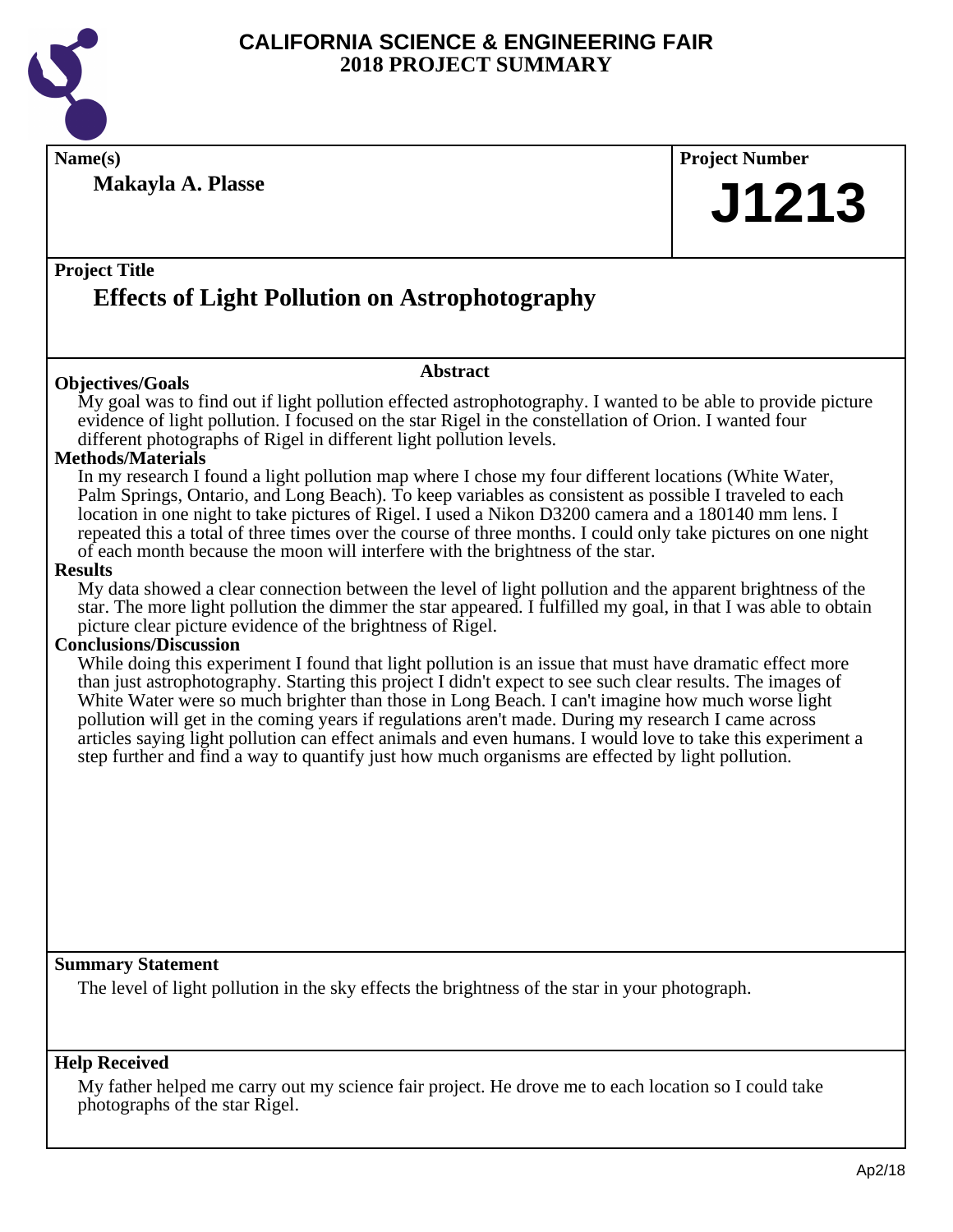# CALIFORNIA SCIENCE & ENGINEERING FAIR
## 2018 PROJECT SUMMARY

**Name(s)**

**Makayla A. Plasse**

**Project Number**

**J1213**

**Project Title**

## Effects of Light Pollution on Astrophotography

### Abstract

**Objectives/Goals**

My goal was to find out if light pollution effected astrophotography. I wanted to be able to provide picture evidence of light pollution. I focused on the star Rigel in the constellation of Orion. I wanted four different photographs of Rigel in different light pollution levels.

**Methods/Materials**

In my research I found a light pollution map where I chose my four different locations (White Water, Palm Springs, Ontario, and Long Beach). To keep variables as consistent as possible I traveled to each location in one night to take pictures of Rigel. I used a Nikon D3200 camera and a 180140 mm lens. I repeated this a total of three times over the course of three months. I could only take pictures on one night of each month because the moon will interfere with the brightness of the star.

**Results**

My data showed a clear connection between the level of light pollution and the apparent brightness of the star. The more light pollution the dimmer the star appeared. I fulfilled my goal, in that I was able to obtain picture clear picture evidence of the brightness of Rigel.

**Conclusions/Discussion**

While doing this experiment I found that light pollution is an issue that must have dramatic effect more than just astrophotography. Starting this project I didn't expect to see such clear results. The images of White Water were so much brighter than those in Long Beach. I can't imagine how much worse light pollution will get in the coming years if regulations aren't made. During my research I came across articles saying light pollution can effect animals and even humans. I would love to take this experiment a step further and find a way to quantify just how much organisms are effected by light pollution.

**Summary Statement**

The level of light pollution in the sky effects the brightness of the star in your photograph.

**Help Received**

My father helped me carry out my science fair project. He drove me to each location so I could take photographs of the star Rigel.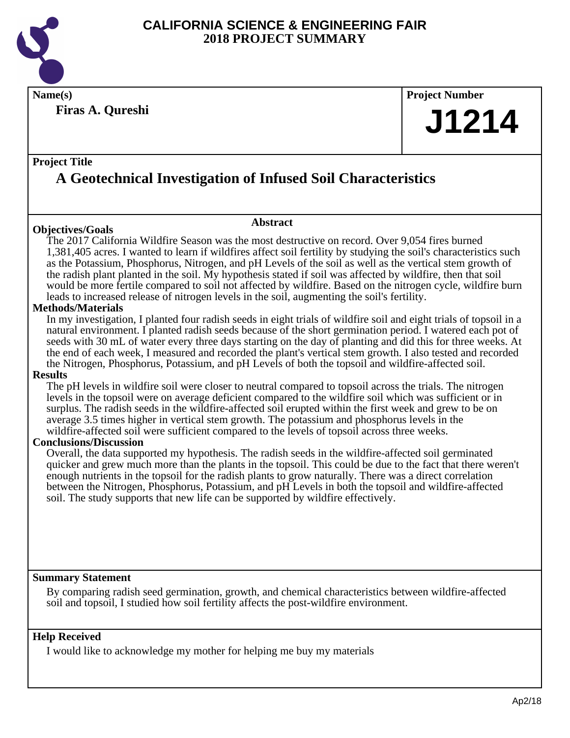# CALIFORNIA SCIENCE & ENGINEERING FAIR
## 2018 PROJECT SUMMARY

**Name(s)**

**Firas A. Qureshi**

**Project Number**

# J1214

**Project Title**

## A Geotechnical Investigation of Infused Soil Characteristics

### Abstract

**Objectives/Goals**

The 2017 California Wildfire Season was the most destructive on record. Over 9,054 fires burned 1,381,405 acres. I wanted to learn if wildfires affect soil fertility by studying the soil's characteristics such as the Potassium, Phosphorus, Nitrogen, and pH Levels of the soil as well as the vertical stem growth of the radish plant planted in the soil. My hypothesis stated if soil was affected by wildfire, then that soil would be more fertile compared to soil not affected by wildfire. Based on the nitrogen cycle, wildfire burn leads to increased release of nitrogen levels in the soil, augmenting the soil's fertility.

**Methods/Materials**

In my investigation, I planted four radish seeds in eight trials of wildfire soil and eight trials of topsoil in a natural environment. I planted radish seeds because of the short germination period. I watered each pot of seeds with 30 mL of water every three days starting on the day of planting and did this for three weeks. At the end of each week, I measured and recorded the plant's vertical stem growth. I also tested and recorded the Nitrogen, Phosphorus, Potassium, and pH Levels of both the topsoil and wildfire-affected soil.

**Results**

The pH levels in wildfire soil were closer to neutral compared to topsoil across the trials. The nitrogen levels in the topsoil were on average deficient compared to the wildfire soil which was sufficient or in surplus. The radish seeds in the wildfire-affected soil erupted within the first week and grew to be on average 3.5 times higher in vertical stem growth. The potassium and phosphorus levels in the wildfire-affected soil were sufficient compared to the levels of topsoil across three weeks.

**Conclusions/Discussion**

Overall, the data supported my hypothesis. The radish seeds in the wildfire-affected soil germinated quicker and grew much more than the plants in the topsoil. This could be due to the fact that there weren't enough nutrients in the topsoil for the radish plants to grow naturally. There was a direct correlation between the Nitrogen, Phosphorus, Potassium, and pH Levels in both the topsoil and wildfire-affected soil. The study supports that new life can be supported by wildfire effectively.

**Summary Statement**

By comparing radish seed germination, growth, and chemical characteristics between wildfire-affected soil and topsoil, I studied how soil fertility affects the post-wildfire environment.

**Help Received**

I would like to acknowledge my mother for helping me buy my materials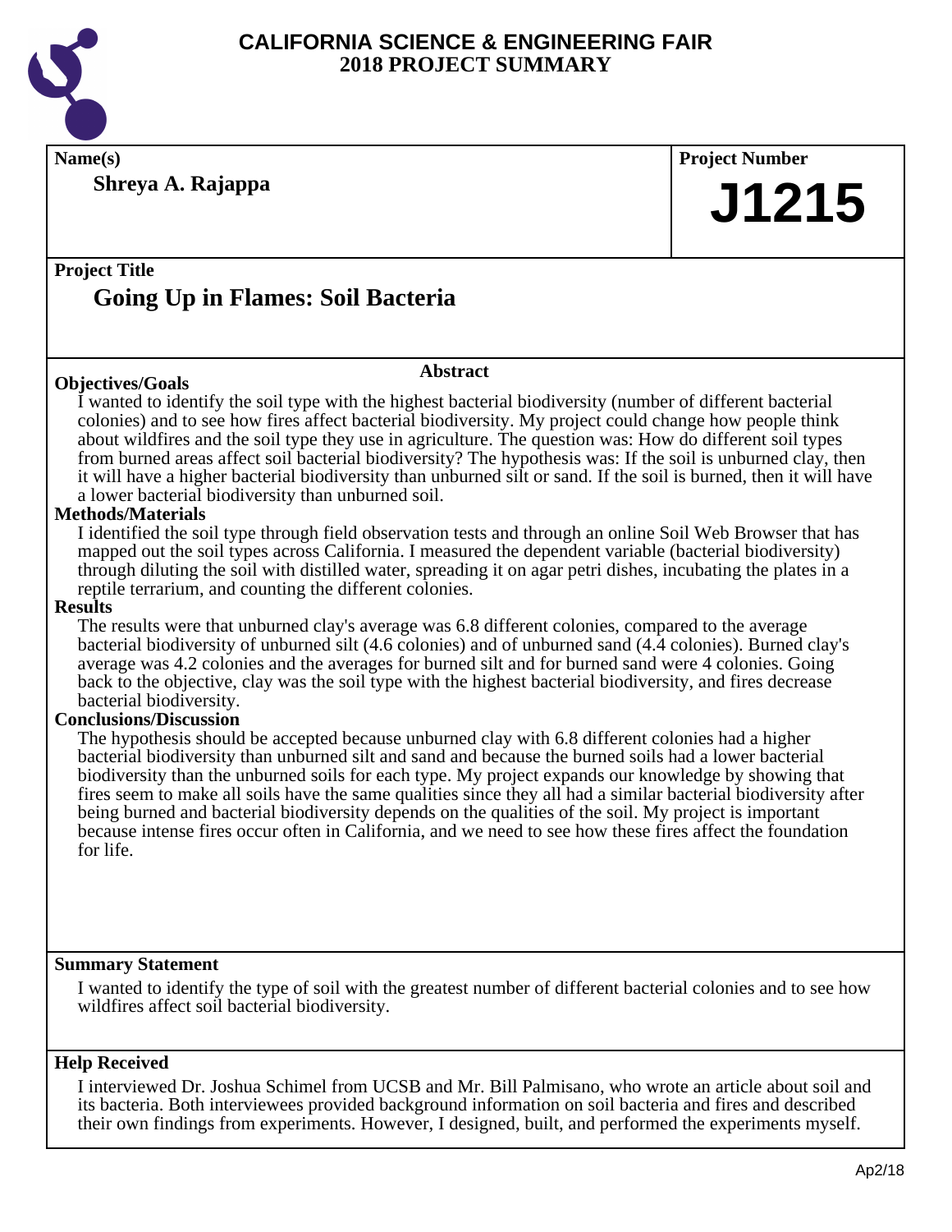# CALIFORNIA SCIENCE & ENGINEERING FAIR
## 2018 PROJECT SUMMARY

**Name(s)**

**Shreya A. Rajappa**

**Project Number**

# J1215

**Project Title**

## Going Up in Flames: Soil Bacteria

### Abstract

**Objectives/Goals**

I wanted to identify the soil type with the highest bacterial biodiversity (number of different bacterial colonies) and to see how fires affect bacterial biodiversity. My project could change how people think about wildfires and the soil type they use in agriculture. The question was: How do different soil types from burned areas affect soil bacterial biodiversity? The hypothesis was: If the soil is unburned clay, then it will have a higher bacterial biodiversity than unburned silt or sand. If the soil is burned, then it will have a lower bacterial biodiversity than unburned soil.

**Methods/Materials**

I identified the soil type through field observation tests and through an online Soil Web Browser that has mapped out the soil types across California. I measured the dependent variable (bacterial biodiversity) through diluting the soil with distilled water, spreading it on agar petri dishes, incubating the plates in a reptile terrarium, and counting the different colonies.

**Results**

The results were that unburned clay's average was 6.8 different colonies, compared to the average bacterial biodiversity of unburned silt (4.6 colonies) and of unburned sand (4.4 colonies). Burned clay's average was 4.2 colonies and the averages for burned silt and for burned sand were 4 colonies. Going back to the objective, clay was the soil type with the highest bacterial biodiversity, and fires decrease bacterial biodiversity.

**Conclusions/Discussion**

The hypothesis should be accepted because unburned clay with 6.8 different colonies had a higher bacterial biodiversity than unburned silt and sand and because the burned soils had a lower bacterial biodiversity than the unburned soils for each type. My project expands our knowledge by showing that fires seem to make all soils have the same qualities since they all had a similar bacterial biodiversity after being burned and bacterial biodiversity depends on the qualities of the soil. My project is important because intense fires occur often in California, and we need to see how these fires affect the foundation for life.

**Summary Statement**

I wanted to identify the type of soil with the greatest number of different bacterial colonies and to see how wildfires affect soil bacterial biodiversity.

**Help Received**

I interviewed Dr. Joshua Schimel from UCSB and Mr. Bill Palmisano, who wrote an article about soil and its bacteria. Both interviewees provided background information on soil bacteria and fires and described their own findings from experiments. However, I designed, built, and performed the experiments myself.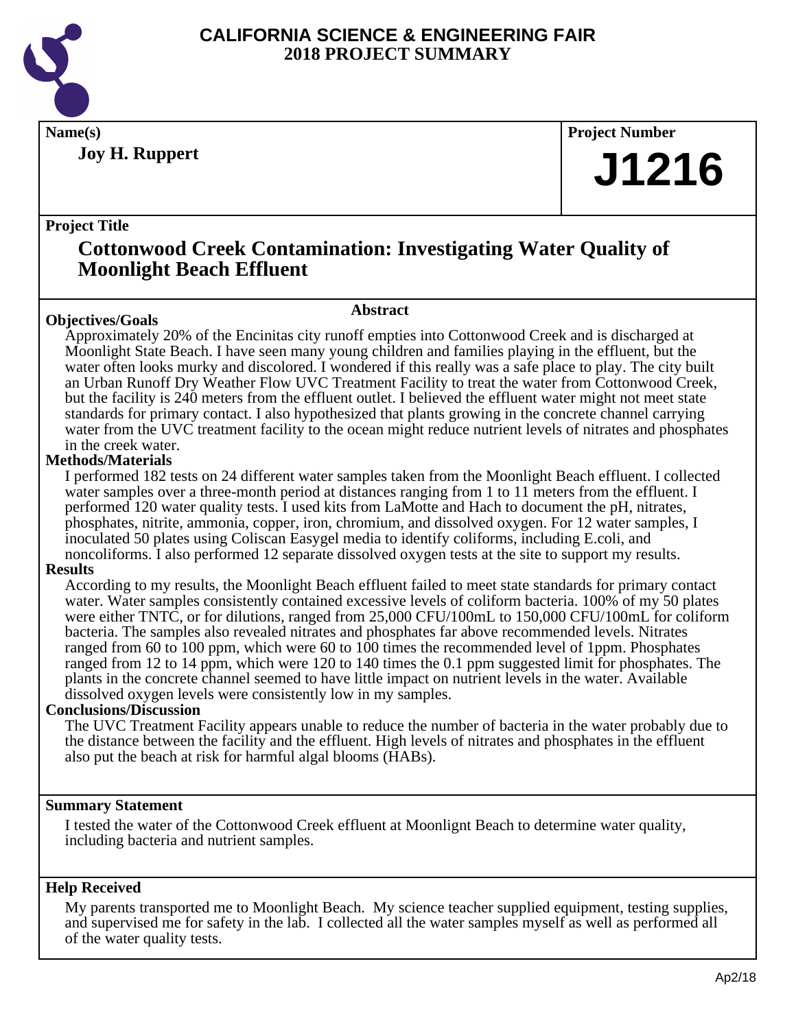# CALIFORNIA SCIENCE & ENGINEERING FAIR
# 2018 PROJECT SUMMARY

**Name(s)**

**Joy H. Ruppert**

**Project Number**

**J1216**

**Project Title**

## Cottonwood Creek Contamination: Investigating Water Quality of Moonlight Beach Effluent

### Abstract

**Objectives/Goals**

Approximately 20% of the Encinitas city runoff empties into Cottonwood Creek and is discharged at Moonlight State Beach. I have seen many young children and families playing in the effluent, but the water often looks murky and discolored. I wondered if this really was a safe place to play. The city built an Urban Runoff Dry Weather Flow UVC Treatment Facility to treat the water from Cottonwood Creek, but the facility is 240 meters from the effluent outlet. I believed the effluent water might not meet state standards for primary contact. I also hypothesized that plants growing in the concrete channel carrying water from the UVC treatment facility to the ocean might reduce nutrient levels of nitrates and phosphates in the creek water.

**Methods/Materials**

I performed 182 tests on 24 different water samples taken from the Moonlight Beach effluent. I collected water samples over a three-month period at distances ranging from 1 to 11 meters from the effluent. I performed 120 water quality tests. I used kits from LaMotte and Hach to document the pH, nitrates, phosphates, nitrite, ammonia, copper, iron, chromium, and dissolved oxygen. For 12 water samples, I inoculated 50 plates using Coliscan Easygel media to identify coliforms, including E.coli, and noncoliforms. I also performed 12 separate dissolved oxygen tests at the site to support my results.

**Results**

According to my results, the Moonlight Beach effluent failed to meet state standards for primary contact water. Water samples consistently contained excessive levels of coliform bacteria. 100% of my 50 plates were either TNTC, or for dilutions, ranged from 25,000 CFU/100mL to 150,000 CFU/100mL for coliform bacteria. The samples also revealed nitrates and phosphates far above recommended levels. Nitrates ranged from 60 to 100 ppm, which were 60 to 100 times the recommended level of 1ppm. Phosphates ranged from 12 to 14 ppm, which were 120 to 140 times the 0.1 ppm suggested limit for phosphates. The plants in the concrete channel seemed to have little impact on nutrient levels in the water. Available dissolved oxygen levels were consistently low in my samples.

**Conclusions/Discussion**

The UVC Treatment Facility appears unable to reduce the number of bacteria in the water probably due to the distance between the facility and the effluent. High levels of nitrates and phosphates in the effluent also put the beach at risk for harmful algal blooms (HABs).

**Summary Statement**

I tested the water of the Cottonwood Creek effluent at Moonlignt Beach to determine water quality, including bacteria and nutrient samples.

**Help Received**

My parents transported me to Moonlight Beach. My science teacher supplied equipment, testing supplies, and supervised me for safety in the lab. I collected all the water samples myself as well as performed all of the water quality tests.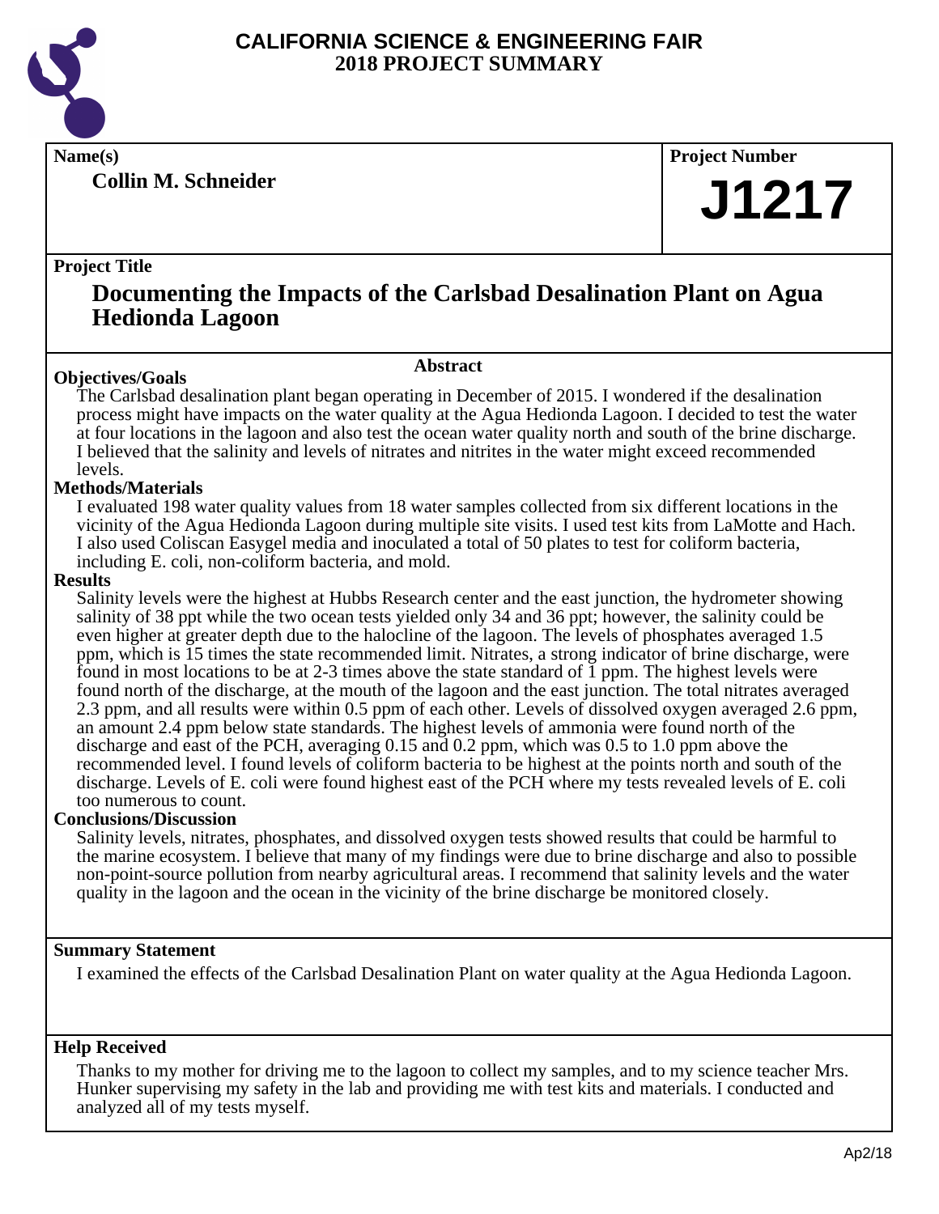# CALIFORNIA SCIENCE & ENGINEERING FAIR 2018 PROJECT SUMMARY

**Name(s)**

**Collin M. Schneider**

**Project Number**

**J1217**

**Project Title**

## Documenting the Impacts of the Carlsbad Desalination Plant on Agua Hedionda Lagoon

### Abstract

**Objectives/Goals**

The Carlsbad desalination plant began operating in December of 2015. I wondered if the desalination process might have impacts on the water quality at the Agua Hedionda Lagoon. I decided to test the water at four locations in the lagoon and also test the ocean water quality north and south of the brine discharge. I believed that the salinity and levels of nitrates and nitrites in the water might exceed recommended levels.

**Methods/Materials**

I evaluated 198 water quality values from 18 water samples collected from six different locations in the vicinity of the Agua Hedionda Lagoon during multiple site visits. I used test kits from LaMotte and Hach. I also used Coliscan Easygel media and inoculated a total of 50 plates to test for coliform bacteria, including E. coli, non-coliform bacteria, and mold.

**Results**

Salinity levels were the highest at Hubbs Research center and the east junction, the hydrometer showing salinity of 38 ppt while the two ocean tests yielded only 34 and 36 ppt; however, the salinity could be even higher at greater depth due to the halocline of the lagoon. The levels of phosphates averaged 1.5 ppm, which is 15 times the state recommended limit. Nitrates, a strong indicator of brine discharge, were found in most locations to be at 2-3 times above the state standard of 1 ppm. The highest levels were found north of the discharge, at the mouth of the lagoon and the east junction. The total nitrates averaged 2.3 ppm, and all results were within 0.5 ppm of each other. Levels of dissolved oxygen averaged 2.6 ppm, an amount 2.4 ppm below state standards. The highest levels of ammonia were found north of the discharge and east of the PCH, averaging 0.15 and 0.2 ppm, which was 0.5 to 1.0 ppm above the recommended level. I found levels of coliform bacteria to be highest at the points north and south of the discharge. Levels of E. coli were found highest east of the PCH where my tests revealed levels of E. coli too numerous to count.

**Conclusions/Discussion**

Salinity levels, nitrates, phosphates, and dissolved oxygen tests showed results that could be harmful to the marine ecosystem. I believe that many of my findings were due to brine discharge and also to possible non-point-source pollution from nearby agricultural areas. I recommend that salinity levels and the water quality in the lagoon and the ocean in the vicinity of the brine discharge be monitored closely.

**Summary Statement**

I examined the effects of the Carlsbad Desalination Plant on water quality at the Agua Hedionda Lagoon.

**Help Received**

Thanks to my mother for driving me to the lagoon to collect my samples, and to my science teacher Mrs. Hunker supervising my safety in the lab and providing me with test kits and materials. I conducted and analyzed all of my tests myself.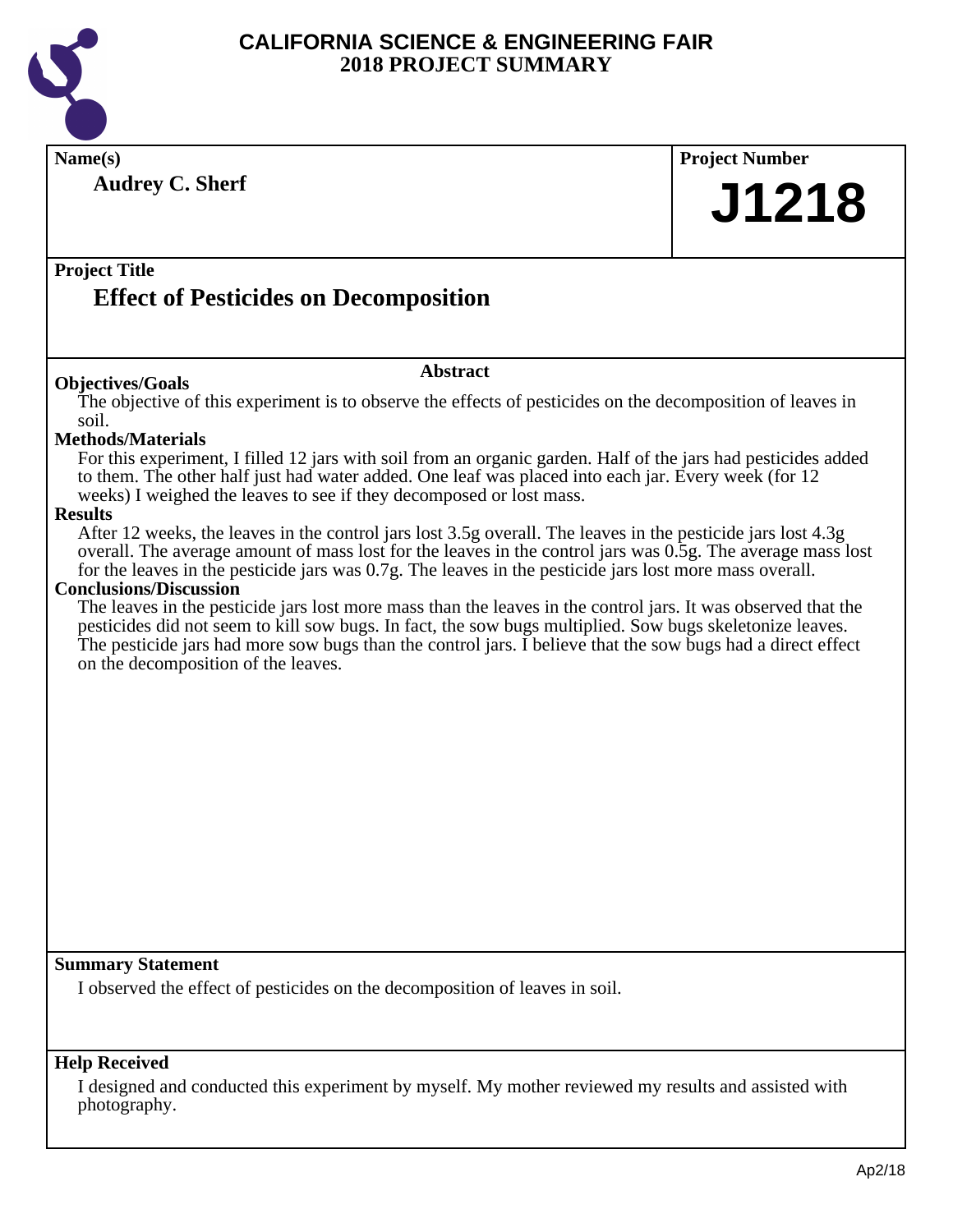# CALIFORNIA SCIENCE & ENGINEERING FAIR
# 2018 PROJECT SUMMARY

**Name(s)**

**Audrey C. Sherf**

**Project Number**

**J1218**

**Project Title**

## Effect of Pesticides on Decomposition

### Abstract

**Objectives/Goals**

The objective of this experiment is to observe the effects of pesticides on the decomposition of leaves in soil.

**Methods/Materials**

For this experiment, I filled 12 jars with soil from an organic garden. Half of the jars had pesticides added to them. The other half just had water added. One leaf was placed into each jar. Every week (for 12 weeks) I weighed the leaves to see if they decomposed or lost mass.

**Results**

After 12 weeks, the leaves in the control jars lost 3.5g overall. The leaves in the pesticide jars lost 4.3g overall. The average amount of mass lost for the leaves in the control jars was 0.5g. The average mass lost for the leaves in the pesticide jars was 0.7g. The leaves in the pesticide jars lost more mass overall.

**Conclusions/Discussion**

The leaves in the pesticide jars lost more mass than the leaves in the control jars. It was observed that the pesticides did not seem to kill sow bugs. In fact, the sow bugs multiplied. Sow bugs skeletonize leaves. The pesticide jars had more sow bugs than the control jars. I believe that the sow bugs had a direct effect on the decomposition of the leaves.

**Summary Statement**

I observed the effect of pesticides on the decomposition of leaves in soil.

**Help Received**

I designed and conducted this experiment by myself. My mother reviewed my results and assisted with photography.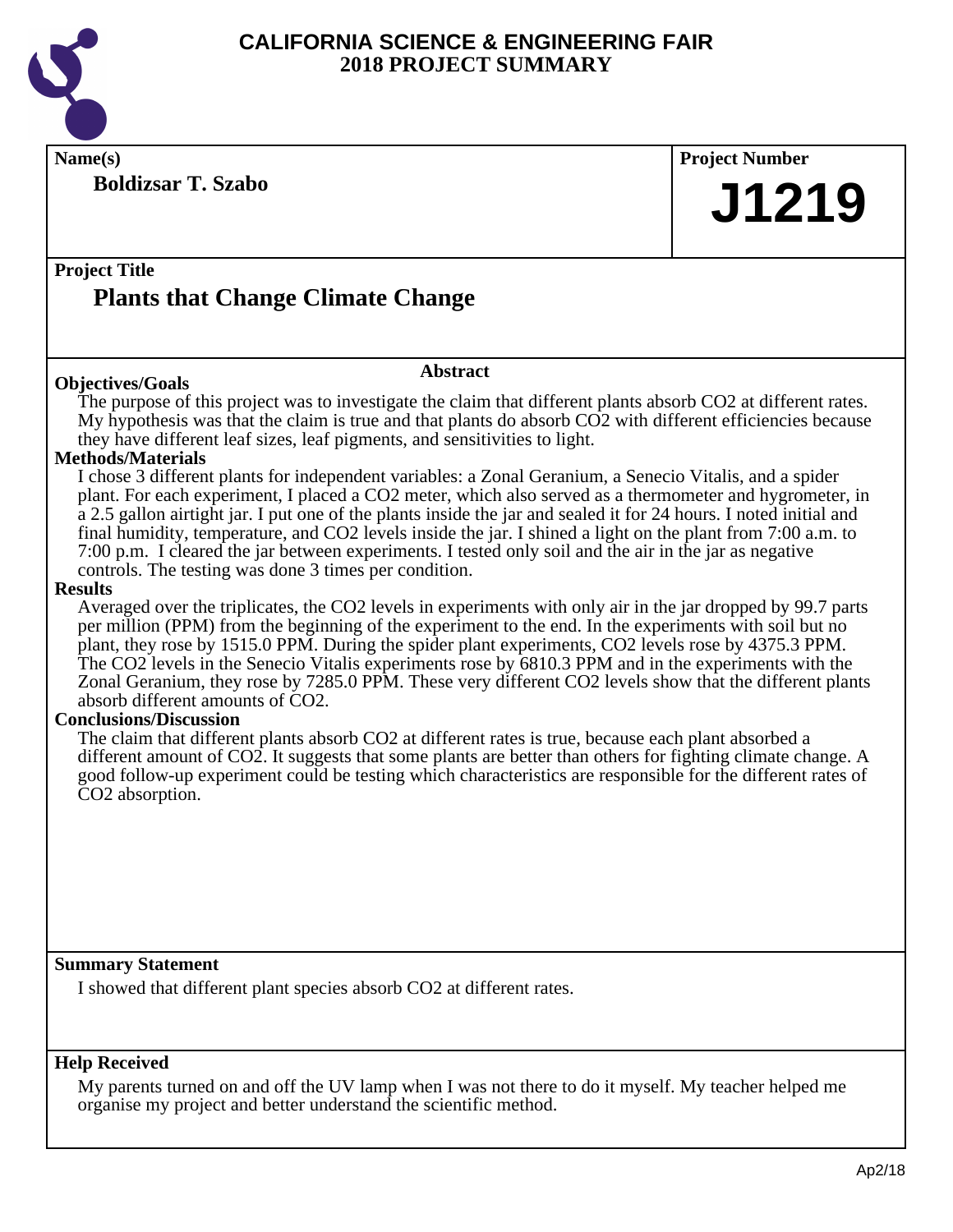# CALIFORNIA SCIENCE & ENGINEERING FAIR
## 2018 PROJECT SUMMARY

**Name(s)**

**Boldizsar T. Szabo**

**Project Number**

**J1219**

**Project Title**

## Plants that Change Climate Change

### Abstract

**Objectives/Goals**

The purpose of this project was to investigate the claim that different plants absorb $CO_2$ at different rates. My hypothesis was that the claim is true and that plants do absorb $CO_2$ with different efficiencies because they have different leaf sizes, leaf pigments, and sensitivities to light.

**Methods/Materials**

I chose 3 different plants for independent variables: a Zonal Geranium, a Senecio Vitalis, and a spider plant. For each experiment, I placed a $CO_2$ meter, which also served as a thermometer and hygrometer, in a 2.5 gallon airtight jar. I put one of the plants inside the jar and sealed it for 24 hours. I noted initial and final humidity, temperature, and $CO_2$ levels inside the jar. I shined a light on the plant from 7:00 a.m. to 7:00 p.m. I cleared the jar between experiments. I tested only soil and the air in the jar as negative controls. The testing was done 3 times per condition.

**Results**

Averaged over the triplicates, the $CO_2$ levels in experiments with only air in the jar dropped by 99.7 parts per million (PPM) from the beginning of the experiment to the end. In the experiments with soil but no plant, they rose by 1515.0 PPM. During the spider plant experiments, $CO_2$ levels rose by 4375.3 PPM. The $CO_2$ levels in the Senecio Vitalis experiments rose by 6810.3 PPM and in the experiments with the Zonal Geranium, they rose by 7285.0 PPM. These very different $CO_2$ levels show that the different plants absorb different amounts of $CO_2$.

**Conclusions/Discussion**

The claim that different plants absorb $CO_2$ at different rates is true, because each plant absorbed a different amount of $CO_2$. It suggests that some plants are better than others for fighting climate change. A good follow-up experiment could be testing which characteristics are responsible for the different rates of $CO_2$ absorption.

**Summary Statement**

I showed that different plant species absorb $CO_2$ at different rates.

**Help Received**

My parents turned on and off the UV lamp when I was not there to do it myself. My teacher helped me organise my project and better understand the scientific method.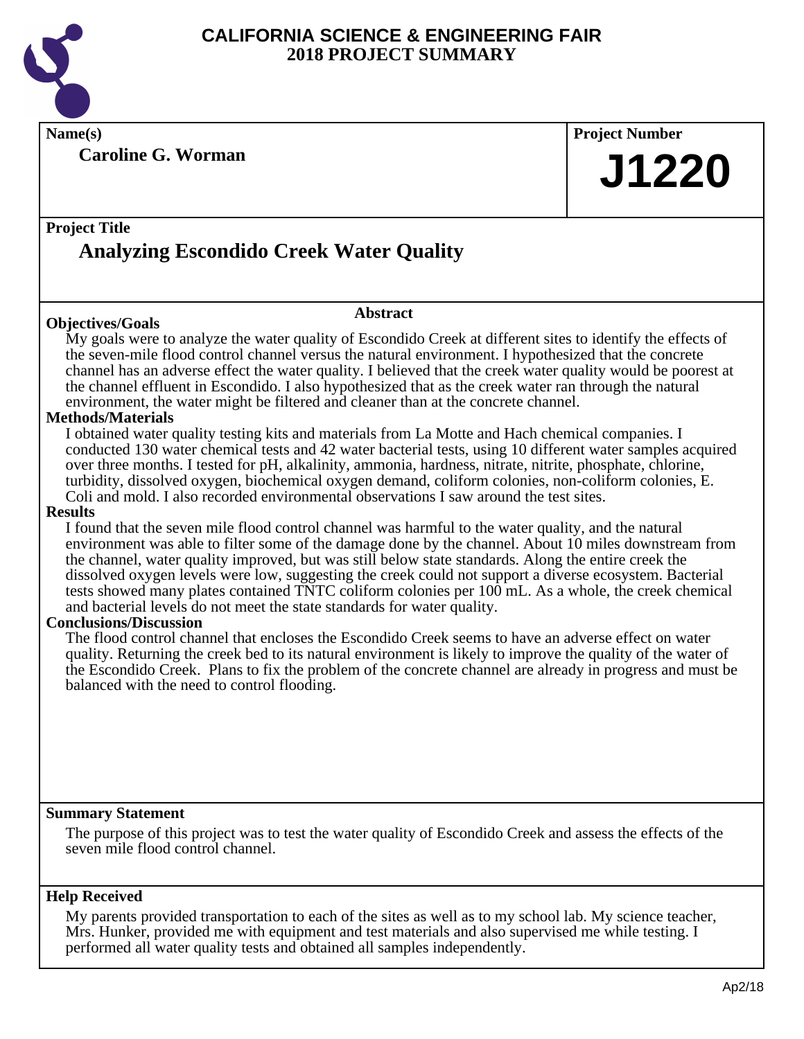# CALIFORNIA SCIENCE & ENGINEERING FAIR
## 2018 PROJECT SUMMARY

**Name(s)**

**Caroline G. Worman**

**Project Number**

**J1220**

**Project Title**

## Analyzing Escondido Creek Water Quality

### Abstract

**Objectives/Goals**

My goals were to analyze the water quality of Escondido Creek at different sites to identify the effects of the seven-mile flood control channel versus the natural environment. I hypothesized that the concrete channel has an adverse effect the water quality. I believed that the creek water quality would be poorest at the channel effluent in Escondido. I also hypothesized that as the creek water ran through the natural environment, the water might be filtered and cleaner than at the concrete channel.

**Methods/Materials**

I obtained water quality testing kits and materials from La Motte and Hach chemical companies. I conducted 130 water chemical tests and 42 water bacterial tests, using 10 different water samples acquired over three months. I tested for pH, alkalinity, ammonia, hardness, nitrate, nitrite, phosphate, chlorine, turbidity, dissolved oxygen, biochemical oxygen demand, coliform colonies, non-coliform colonies, E. Coli and mold. I also recorded environmental observations I saw around the test sites.

**Results**

I found that the seven mile flood control channel was harmful to the water quality, and the natural environment was able to filter some of the damage done by the channel. About 10 miles downstream from the channel, water quality improved, but was still below state standards. Along the entire creek the dissolved oxygen levels were low, suggesting the creek could not support a diverse ecosystem. Bacterial tests showed many plates contained TNTC coliform colonies per 100 mL. As a whole, the creek chemical and bacterial levels do not meet the state standards for water quality.

**Conclusions/Discussion**

The flood control channel that encloses the Escondido Creek seems to have an adverse effect on water quality. Returning the creek bed to its natural environment is likely to improve the quality of the water of the Escondido Creek. Plans to fix the problem of the concrete channel are already in progress and must be balanced with the need to control flooding.

**Summary Statement**

The purpose of this project was to test the water quality of Escondido Creek and assess the effects of the seven mile flood control channel.

**Help Received**

My parents provided transportation to each of the sites as well as to my school lab. My science teacher, Mrs. Hunker, provided me with equipment and test materials and also supervised me while testing. I performed all water quality tests and obtained all samples independently.